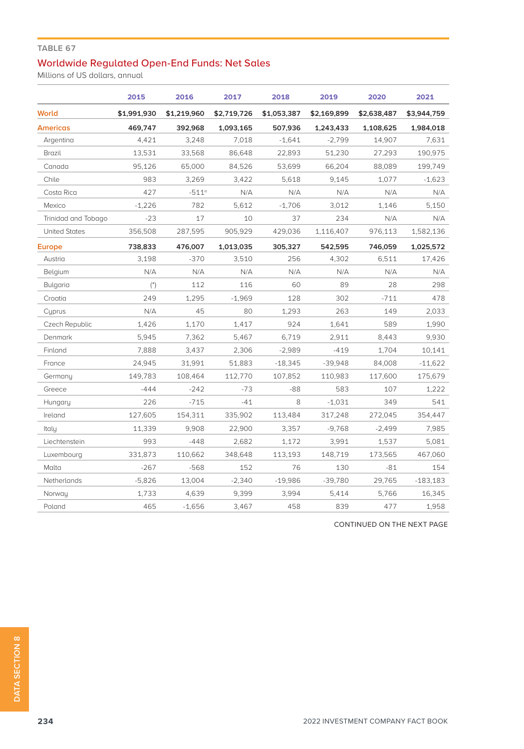TABLE 67

## Worldwide Regulated Open-End Funds: Net Sales

Millions of US dollars, annual

| | 2015 | 2016 | 2017 | 2018 | 2019 | 2020 | 2021 |
|---|---|---|---|---|---|---|---|
| **World** | **$1,991,930** | **$1,219,960** | **$2,719,726** | **$1,053,387** | **$2,169,899** | **$2,638,487** | **$3,944,759** |
| **Americas** | **469,747** | **392,968** | **1,093,165** | **507,936** | **1,243,433** | **1,108,625** | **1,984,018** |
| Argentina | 4,421 | 3,248 | 7,018 | -1,641 | -2,799 | 14,907 | 7,631 |
| Brazil | 13,531 | 33,568 | 86,648 | 22,893 | 51,230 | 27,293 | 190,975 |
| Canada | 95,126 | 65,000 | 84,526 | 53,699 | 66,204 | 88,089 | 199,749 |
| Chile | 983 | 3,269 | 3,422 | 5,618 | 9,145 | 1,077 | -1,623 |
| Costa Rica | 427 | -511[a] | N/A | N/A | N/A | N/A | N/A |
| Mexico | -1,226 | 782 | 5,612 | -1,706 | 3,012 | 1,146 | 5,150 |
| Trinidad and Tobago | -23 | 17 | 10 | 37 | 234 | N/A | N/A |
| United States | 356,508 | 287,595 | 905,929 | 429,036 | 1,116,407 | 976,113 | 1,582,136 |
| **Europe** | **738,833** | **476,007** | **1,013,035** | **305,327** | **542,595** | **746,059** | **1,025,572** |
| Austria | 3,198 | -370 | 3,510 | 256 | 4,302 | 6,511 | 17,426 |
| Belgium | N/A | N/A | N/A | N/A | N/A | N/A | N/A |
| Bulgaria | (*) | 112 | 116 | 60 | 89 | 28 | 298 |
| Croatia | 249 | 1,295 | -1,969 | 128 | 302 | -711 | 478 |
| Cyprus | N/A | 45 | 80 | 1,293 | 263 | 149 | 2,033 |
| Czech Republic | 1,426 | 1,170 | 1,417 | 924 | 1,641 | 589 | 1,990 |
| Denmark | 5,945 | 7,362 | 5,467 | 6,719 | 2,911 | 8,443 | 9,930 |
| Finland | 7,888 | 3,437 | 2,306 | -2,989 | -419 | 1,704 | 10,141 |
| France | 24,945 | 31,991 | 51,883 | -18,345 | -39,948 | 84,008 | -11,622 |
| Germany | 149,783 | 108,464 | 112,770 | 107,852 | 110,983 | 117,600 | 175,679 |
| Greece | -444 | -242 | -73 | -88 | 583 | 107 | 1,222 |
| Hungary | 226 | -715 | -41 | 8 | -1,031 | 349 | 541 |
| Ireland | 127,605 | 154,311 | 335,902 | 113,484 | 317,248 | 272,045 | 354,447 |
| Italy | 11,339 | 9,908 | 22,900 | 3,357 | -9,768 | -2,499 | 7,985 |
| Liechtenstein | 993 | -448 | 2,682 | 1,172 | 3,991 | 1,537 | 5,081 |
| Luxembourg | 331,873 | 110,662 | 348,648 | 113,193 | 148,719 | 173,565 | 467,060 |
| Malta | -267 | -568 | 152 | 76 | 130 | -81 | 154 |
| Netherlands | -5,826 | 13,004 | -2,340 | -19,986 | -39,780 | 29,765 | -183,183 |
| Norway | 1,733 | 4,639 | 9,399 | 3,994 | 5,414 | 5,766 | 16,345 |
| Poland | 465 | -1,656 | 3,467 | 458 | 839 | 477 | 1,958 |

CONTINUED ON THE NEXT PAGE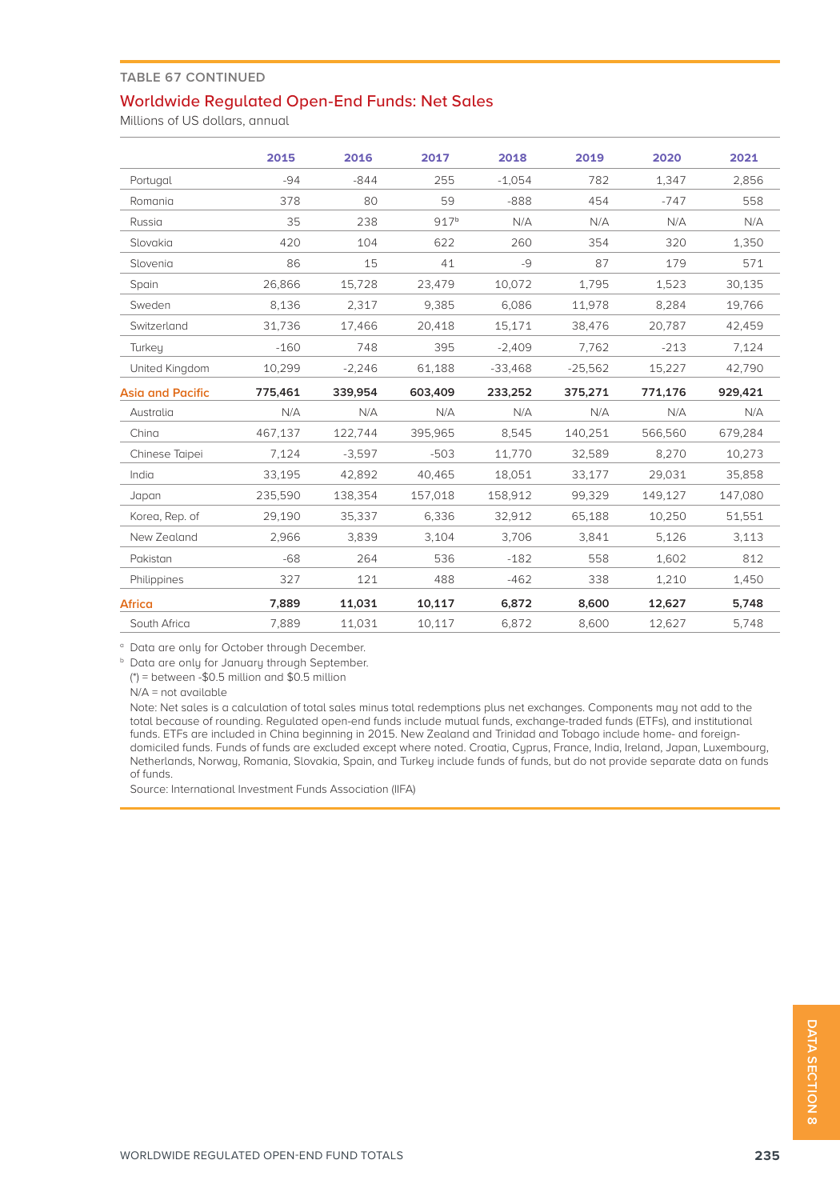TABLE 67 CONTINUED

## Worldwide Regulated Open-End Funds: Net Sales

Millions of US dollars, annual

| | 2015 | 2016 | 2017 | 2018 | 2019 | 2020 | 2021 |
|---|---|---|---|---|---|---|---|
| Portugal | -94 | -844 | 255 | -1,054 | 782 | 1,347 | 2,856 |
| Romania | 378 | 80 | 59 | -888 | 454 | -747 | 558 |
| Russia | 35 | 238 | 917[b] | N/A | N/A | N/A | N/A |
| Slovakia | 420 | 104 | 622 | 260 | 354 | 320 | 1,350 |
| Slovenia | 86 | 15 | 41 | -9 | 87 | 179 | 571 |
| Spain | 26,866 | 15,728 | 23,479 | 10,072 | 1,795 | 1,523 | 30,135 |
| Sweden | 8,136 | 2,317 | 9,385 | 6,086 | 11,978 | 8,284 | 19,766 |
| Switzerland | 31,736 | 17,466 | 20,418 | 15,171 | 38,476 | 20,787 | 42,459 |
| Turkey | -160 | 748 | 395 | -2,409 | 7,762 | -213 | 7,124 |
| United Kingdom | 10,299 | -2,246 | 61,188 | -33,468 | -25,562 | 15,227 | 42,790 |
| **Asia and Pacific** | **775,461** | **339,954** | **603,409** | **233,252** | **375,271** | **771,176** | **929,421** |
| Australia | N/A | N/A | N/A | N/A | N/A | N/A | N/A |
| China | 467,137 | 122,744 | 395,965 | 8,545 | 140,251 | 566,560 | 679,284 |
| Chinese Taipei | 7,124 | -3,597 | -503 | 11,770 | 32,589 | 8,270 | 10,273 |
| India | 33,195 | 42,892 | 40,465 | 18,051 | 33,177 | 29,031 | 35,858 |
| Japan | 235,590 | 138,354 | 157,018 | 158,912 | 99,329 | 149,127 | 147,080 |
| Korea, Rep. of | 29,190 | 35,337 | 6,336 | 32,912 | 65,188 | 10,250 | 51,551 |
| New Zealand | 2,966 | 3,839 | 3,104 | 3,706 | 3,841 | 5,126 | 3,113 |
| Pakistan | -68 | 264 | 536 | -182 | 558 | 1,602 | 812 |
| Philippines | 327 | 121 | 488 | -462 | 338 | 1,210 | 1,450 |
| **Africa** | **7,889** | **11,031** | **10,117** | **6,872** | **8,600** | **12,627** | **5,748** |
| South Africa | 7,889 | 11,031 | 10,117 | 6,872 | 8,600 | 12,627 | 5,748 |

[a] Data are only for October through December.

[b] Data are only for January through September.

(*) = between -$0.5 million and $0.5 million

N/A = not available

Note: Net sales is a calculation of total sales minus total redemptions plus net exchanges. Components may not add to the total because of rounding. Regulated open-end funds include mutual funds, exchange-traded funds (ETFs), and institutional funds. ETFs are included in China beginning in 2015. New Zealand and Trinidad and Tobago include home- and foreign-domiciled funds. Funds of funds are excluded except where noted. Croatia, Cyprus, France, India, Ireland, Japan, Luxembourg, Netherlands, Norway, Romania, Slovakia, Spain, and Turkey include funds of funds, but do not provide separate data on funds of funds.

Source: International Investment Funds Association (IIFA)